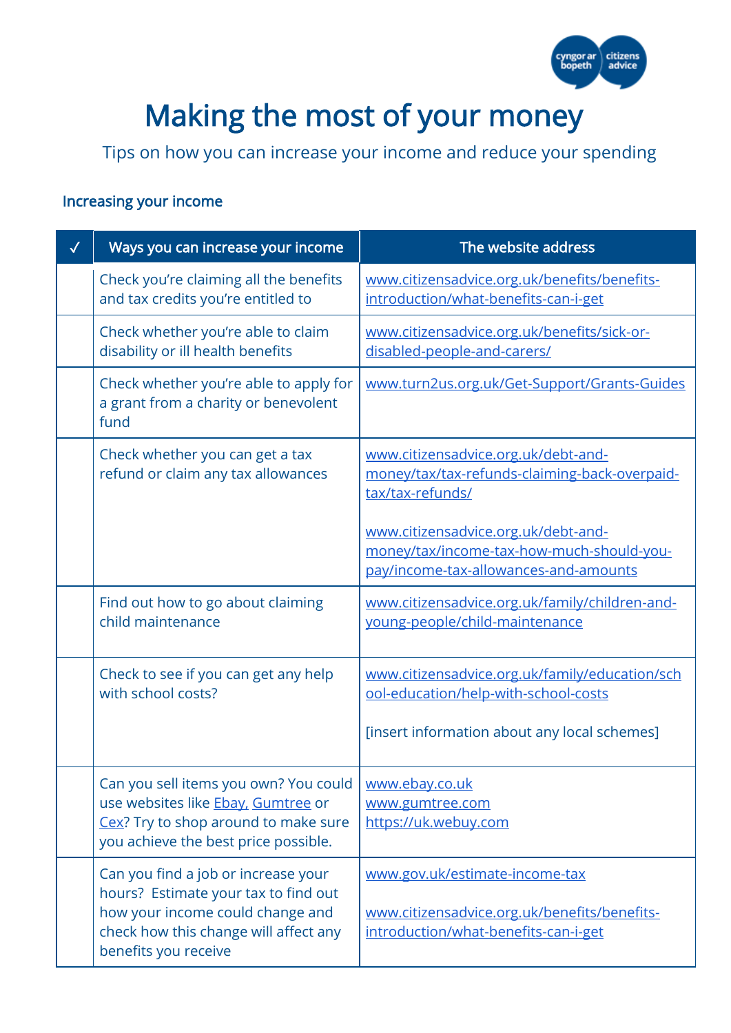# Making the most of your money

Tips on how you can increase your income and reduce your spending

## Increasing your income

| ✓ | Ways you can increase your income | The website address |
|---|---|---|
| | Check you're claiming all the benefits and tax credits you're entitled to | www.citizensadvice.org.uk/benefits/benefits-introduction/what-benefits-can-i-get |
| | Check whether you're able to claim disability or ill health benefits | www.citizensadvice.org.uk/benefits/sick-or-disabled-people-and-carers/ |
| | Check whether you're able to apply for a grant from a charity or benevolent fund | www.turn2us.org.uk/Get-Support/Grants-Guides |
| | Check whether you can get a tax refund or claim any tax allowances | www.citizensadvice.org.uk/debt-and-money/tax/tax-refunds-claiming-back-overpaid-tax/tax-refunds/<br><br>www.citizensadvice.org.uk/debt-and-money/tax/income-tax-how-much-should-you-pay/income-tax-allowances-and-amounts |
| | Find out how to go about claiming child maintenance | www.citizensadvice.org.uk/family/children-and-young-people/child-maintenance |
| | Check to see if you can get any help with school costs? | www.citizensadvice.org.uk/family/education/school-education/help-with-school-costs<br><br>[insert information about any local schemes] |
| | Can you sell items you own? You could use websites like Ebay, Gumtree or Cex? Try to shop around to make sure you achieve the best price possible. | www.ebay.co.uk<br>www.gumtree.com<br>https://uk.webuy.com |
| | Can you find a job or increase your hours? Estimate your tax to find out how your income could change and check how this change will affect any benefits you receive | www.gov.uk/estimate-income-tax<br><br>www.citizensadvice.org.uk/benefits/benefits-introduction/what-benefits-can-i-get |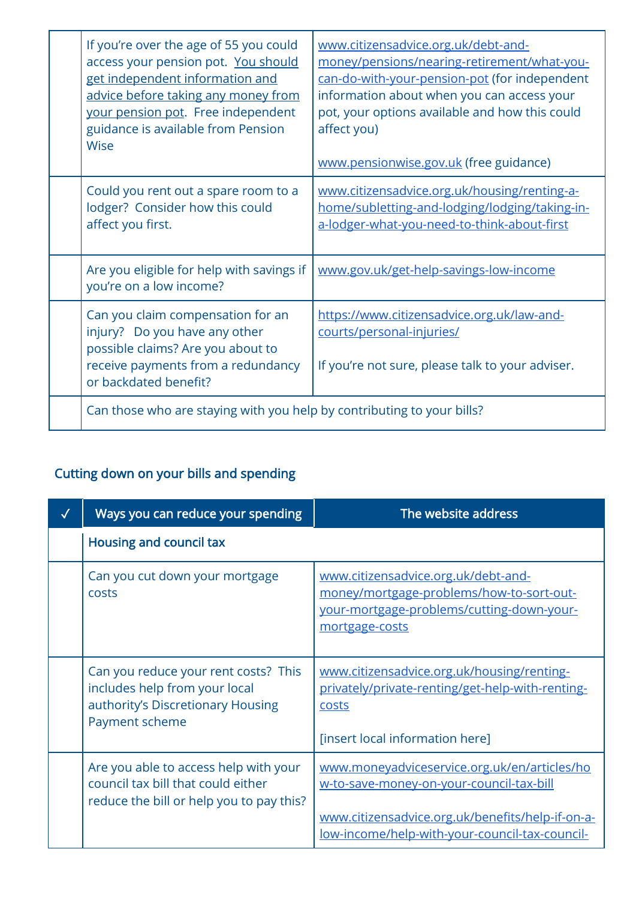| | | |
|---|---|---|
| | If you're over the age of 55 you could access your pension pot. You should get independent information and advice before taking any money from your pension pot. Free independent guidance is available from Pension Wise | www.citizensadvice.org.uk/debt-and-money/pensions/nearing-retirement/what-you-can-do-with-your-pension-pot (for independent information about when you can access your pot, your options available and how this could affect you)<br><br>www.pensionwise.gov.uk (free guidance) |
| | Could you rent out a spare room to a lodger? Consider how this could affect you first. | www.citizensadvice.org.uk/housing/renting-a-home/subletting-and-lodging/lodging/taking-in-a-lodger-what-you-need-to-think-about-first |
| | Are you eligible for help with savings if you're on a low income? | www.gov.uk/get-help-savings-low-income |
| | Can you claim compensation for an injury? Do you have any other possible claims? Are you about to receive payments from a redundancy or backdated benefit? | https://www.citizensadvice.org.uk/law-and-courts/personal-injuries/<br><br>If you're not sure, please talk to your adviser. |
| | Can those who are staying with you help by contributing to your bills? | |

## Cutting down on your bills and spending

| ✓ | Ways you can reduce your spending | The website address |
|---|---|---|
| | **Housing and council tax** | |
| | Can you cut down your mortgage costs | www.citizensadvice.org.uk/debt-and-money/mortgage-problems/how-to-sort-out-your-mortgage-problems/cutting-down-your-mortgage-costs |
| | Can you reduce your rent costs? This includes help from your local authority's Discretionary Housing Payment scheme | www.citizensadvice.org.uk/housing/renting-privately/private-renting/get-help-with-renting-costs<br><br>[insert local information here] |
| | Are you able to access help with your council tax bill that could either reduce the bill or help you to pay this? | www.moneyadviceservice.org.uk/en/articles/how-to-save-money-on-your-council-tax-bill<br><br>www.citizensadvice.org.uk/benefits/help-if-on-a-low-income/help-with-your-council-tax-council- |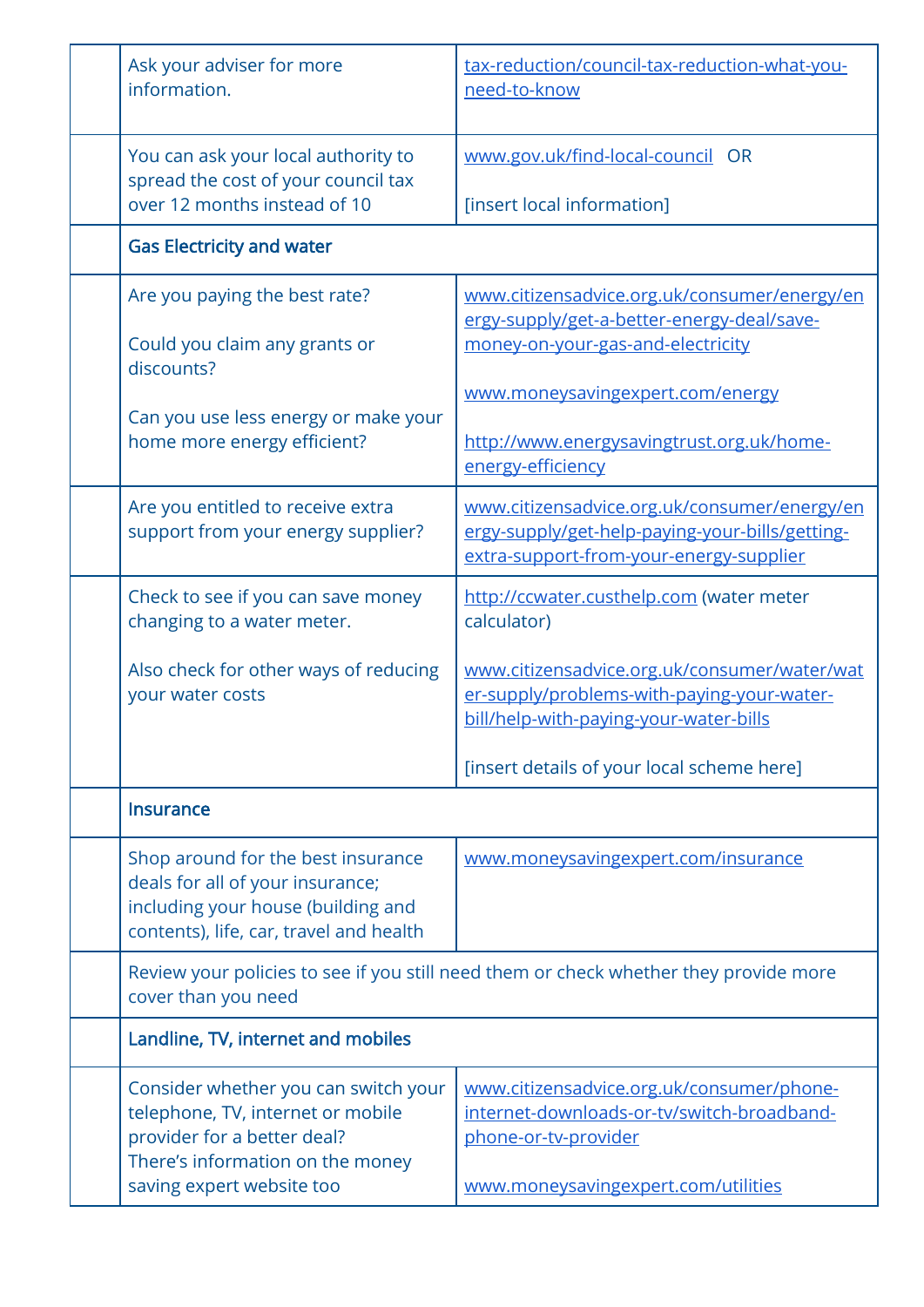| | | |
|---|---|---|
| | Ask your adviser for more information. | tax-reduction/council-tax-reduction-what-you-need-to-know |
| | You can ask your local authority to spread the cost of your council tax over 12 months instead of 10 | www.gov.uk/find-local-council OR<br><br>[insert local information] |
| | **Gas Electricity and water** | |
| | Are you paying the best rate?<br><br>Could you claim any grants or discounts?<br><br>Can you use less energy or make your home more energy efficient? | www.citizensadvice.org.uk/consumer/energy/energy-supply/get-a-better-energy-deal/save-money-on-your-gas-and-electricity<br><br>www.moneysavingexpert.com/energy<br><br>http://www.energysavingtrust.org.uk/home-energy-efficiency |
| | Are you entitled to receive extra support from your energy supplier? | www.citizensadvice.org.uk/consumer/energy/energy-supply/get-help-paying-your-bills/getting-extra-support-from-your-energy-supplier |
| | Check to see if you can save money changing to a water meter.<br><br>Also check for other ways of reducing your water costs | http://ccwater.custhelp.com (water meter calculator)<br><br>www.citizensadvice.org.uk/consumer/water/water-supply/problems-with-paying-your-water-bill/help-with-paying-your-water-bills<br><br>[insert details of your local scheme here] |
| | **Insurance** | |
| | Shop around for the best insurance deals for all of your insurance; including your house (building and contents), life, car, travel and health | www.moneysavingexpert.com/insurance |
| | Review your policies to see if you still need them or check whether they provide more cover than you need | |
| | **Landline, TV, internet and mobiles** | |
| | Consider whether you can switch your telephone, TV, internet or mobile provider for a better deal?<br>There's information on the money saving expert website too | www.citizensadvice.org.uk/consumer/phone-internet-downloads-or-tv/switch-broadband-phone-or-tv-provider<br><br>www.moneysavingexpert.com/utilities |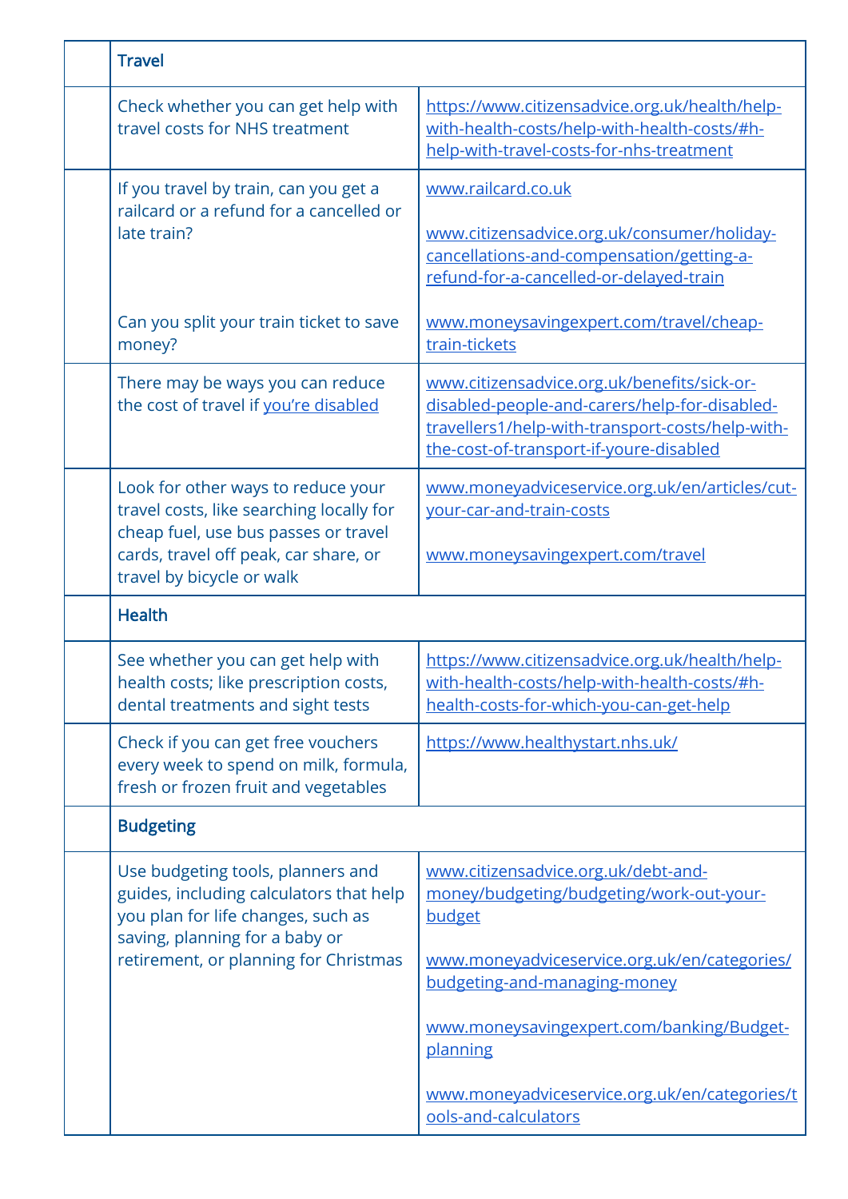| | | |
|---|---|---|
| | **Travel** | |
| | Check whether you can get help with travel costs for NHS treatment | https://www.citizensadvice.org.uk/health/help-with-health-costs/help-with-health-costs/#h-help-with-travel-costs-for-nhs-treatment |
| | If you travel by train, can you get a railcard or a refund for a cancelled or late train?<br><br>Can you split your train ticket to save money? | www.railcard.co.uk<br><br>www.citizensadvice.org.uk/consumer/holiday-cancellations-and-compensation/getting-a-refund-for-a-cancelled-or-delayed-train<br><br>www.moneysavingexpert.com/travel/cheap-train-tickets |
| | There may be ways you can reduce the cost of travel if you're disabled | www.citizensadvice.org.uk/benefits/sick-or-disabled-people-and-carers/help-for-disabled-travellers1/help-with-transport-costs/help-with-the-cost-of-transport-if-youre-disabled |
| | Look for other ways to reduce your travel costs, like searching locally for cheap fuel, use bus passes or travel cards, travel off peak, car share, or travel by bicycle or walk | www.moneyadviceservice.org.uk/en/articles/cut-your-car-and-train-costs<br><br>www.moneysavingexpert.com/travel |
| | **Health** | |
| | See whether you can get help with health costs; like prescription costs, dental treatments and sight tests | https://www.citizensadvice.org.uk/health/help-with-health-costs/help-with-health-costs/#h-health-costs-for-which-you-can-get-help |
| | Check if you can get free vouchers every week to spend on milk, formula, fresh or frozen fruit and vegetables | https://www.healthystart.nhs.uk/ |
| | **Budgeting** | |
| | Use budgeting tools, planners and guides, including calculators that help you plan for life changes, such as saving, planning for a baby or retirement, or planning for Christmas | www.citizensadvice.org.uk/debt-and-money/budgeting/budgeting/work-out-your-budget<br><br>www.moneyadviceservice.org.uk/en/categories/budgeting-and-managing-money<br><br>www.moneysavingexpert.com/banking/Budget-planning<br><br>www.moneyadviceservice.org.uk/en/categories/tools-and-calculators |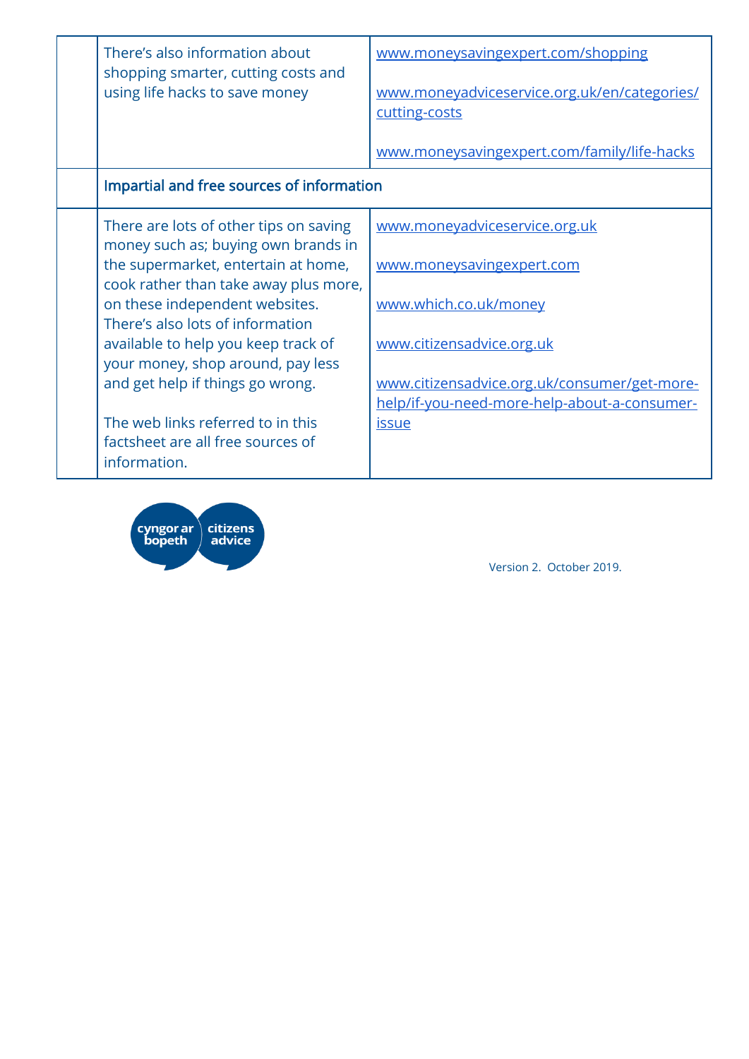| | | |
|---|---|---|
| | There's also information about shopping smarter, cutting costs and using life hacks to save money | www.moneysavingexpert.com/shopping<br><br>www.moneyadviceservice.org.uk/en/categories/cutting-costs<br><br>www.moneysavingexpert.com/family/life-hacks |
| | **Impartial and free sources of information** | |
| | There are lots of other tips on saving money such as; buying own brands in the supermarket, entertain at home, cook rather than take away plus more, on these independent websites. There's also lots of information available to help you keep track of your money, shop around, pay less and get help if things go wrong.<br><br>The web links referred to in this factsheet are all free sources of information. | www.moneyadviceservice.org.uk<br><br>www.moneysavingexpert.com<br><br>www.which.co.uk/money<br><br>www.citizensadvice.org.uk<br><br>www.citizensadvice.org.uk/consumer/get-more-help/if-you-need-more-help-about-a-consumer-issue |

cyngor ar bopeth citizens advice

Version 2. October 2019.